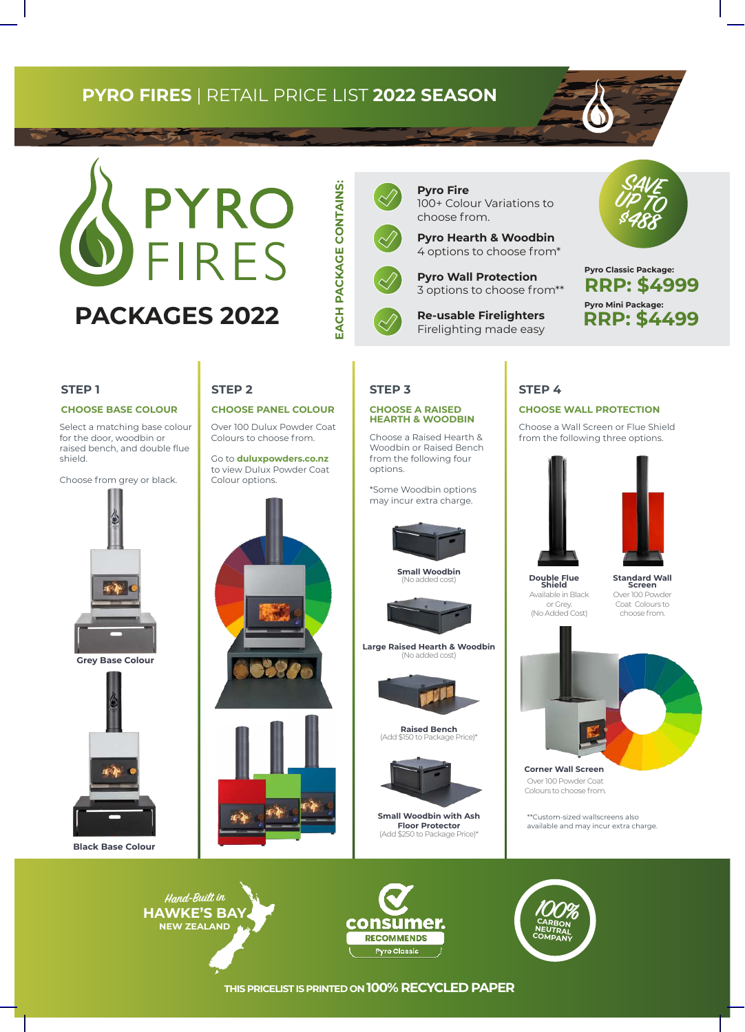# PYRO FIRES | RETAIL PRICE LIST 2022 SEASON

## PYRO FIRES PACKAGES 2022

**EACH PACKAGE CONTAINS:**

- **Pyro Fire**
  100+ Colour Variations to choose from.
- **Pyro Hearth & Woodbin**
  4 options to choose from*
- **Pyro Wall Protection**
  3 options to choose from**
- **Re-usable Firelighters**
  Firelighting made easy

SAVE UP TO $488

Pyro Classic Package:
**RRP: $4999**

Pyro Mini Package:
**RRP: $4499**

### STEP 1

**CHOOSE BASE COLOUR**

Select a matching base colour for the door, woodbin or raised bench, and double flue shield.

Choose from grey or black.

**Grey Base Colour**

**Black Base Colour**

### STEP 2

**CHOOSE PANEL COLOUR**

Over 100 Dulux Powder Coat Colours to choose from.

Go to **duluxpowders.co.nz** to view Dulux Powder Coat Colour options.

### STEP 3

**CHOOSE A RAISED HEARTH & WOODBIN**

Choose a Raised Hearth & Woodbin or Raised Bench from the following four options.

*Some Woodbin options may incur extra charge.

**Small Woodbin**
(No added cost)

**Large Raised Hearth & Woodbin**
(No added cost)

**Raised Bench**
(Add $150 to Package Price)*

**Small Woodbin with Ash Floor Protector**
(Add $250 to Package Price)*

### STEP 4

**CHOOSE WALL PROTECTION**

Choose a Wall Screen or Flue Shield from the following three options.

**Double Flue Shield**
Available in Black or Grey.
(No Added Cost)

**Standard Wall Screen**
Over 100 Powder Coat Colours to choose from.

**Corner Wall Screen**
Over 100 Powder Coat Colours to choose from.

**Custom-sized wallscreens also available and may incur extra charge.

*Hand-Built in* **HAWKE'S BAY** NEW ZEALAND

consumer. RECOMMENDS Pyro Classic

100% CARBON NEUTRAL COMPANY

THIS PRICELIST IS PRINTED ON **100% RECYCLED PAPER**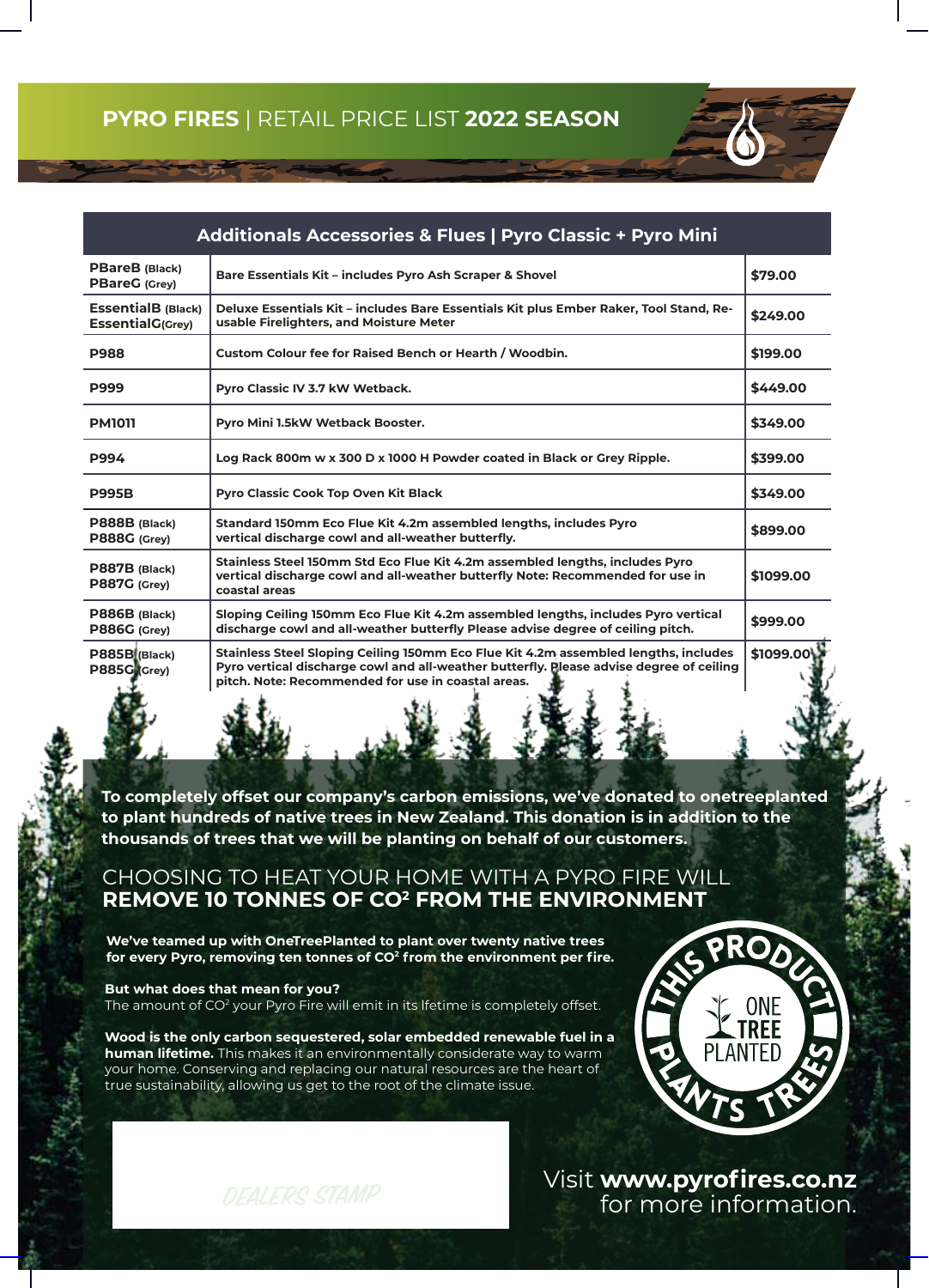# PYRO FIRES | RETAIL PRICE LIST 2022 SEASON

## Additionals Accessories & Flues | Pyro Classic + Pyro Mini

| | | |
|---|---|---|
| **PBareB** (Black) **PBareG** (Grey) | Bare Essentials Kit – includes Pyro Ash Scraper & Shovel | $79.00 |
| **EssentialB** (Black) **EssentialG**(Grey) | Deluxe Essentials Kit – includes Bare Essentials Kit plus Ember Raker, Tool Stand, Re-usable Firelighters, and Moisture Meter | $249.00 |
| **P988** | Custom Colour fee for Raised Bench or Hearth / Woodbin. | $199.00 |
| **P999** | Pyro Classic IV 3.7 kW Wetback. | $449.00 |
| **PM1011** | Pyro Mini 1.5kW Wetback Booster. | $349.00 |
| **P994** | Log Rack 800m w x 300 D x 1000 H Powder coated in Black or Grey Ripple. | $399.00 |
| **P995B** | Pyro Classic Cook Top Oven Kit Black | $349.00 |
| **P888B** (Black) **P888G** (Grey) | Standard 150mm Eco Flue Kit 4.2m assembled lengths, includes Pyro vertical discharge cowl and all-weather butterfly. | $899.00 |
| **P887B** (Black) **P887G** (Grey) | Stainless Steel 150mm Std Eco Flue Kit 4.2m assembled lengths, includes Pyro vertical discharge cowl and all-weather butterfly Note: Recommended for use in coastal areas | $1099.00 |
| **P886B** (Black) **P886G** (Grey) | Sloping Ceiling 150mm Eco Flue Kit 4.2m assembled lengths, includes Pyro vertical discharge cowl and all-weather butterfly Please advise degree of ceiling pitch. | $999.00 |
| **P885B** (Black) **P885G** (Grey) | Stainless Steel Sloping Ceiling 150mm Eco Flue Kit 4.2m assembled lengths, includes Pyro vertical discharge cowl and all-weather butterfly. Please advise degree of ceiling pitch. Note: Recommended for use in coastal areas. | $1099.00 |

**To completely offset our company's carbon emissions, we've donated to onetreeplanted to plant hundreds of native trees in New Zealand. This donation is in addition to the thousands of trees that we will be planting on behalf of our customers.**

## CHOOSING TO HEAT YOUR HOME WITH A PYRO FIRE WILL **REMOVE 10 TONNES OF $CO^2$ FROM THE ENVIRONMENT**

**We've teamed up with OneTreePlanted to plant over twenty native trees for every Pyro, removing ten tonnes of $CO^2$ from the environment per fire.**

**But what does that mean for you?**
The amount of $CO^2$ your Pyro Fire will emit in its lfetime is completely offset.

**Wood is the only carbon sequestered, solar embedded renewable fuel in a human lifetime.** This makes it an environmentally considerate way to warm your home. Conserving and replacing our natural resources are the heart of true sustainability, allowing us get to the root of the climate issue.

THIS PRODUCT PLANTS TREES — ONE TREE PLANTED

DEALERS STAMP

Visit **www.pyrofires.co.nz** for more information.